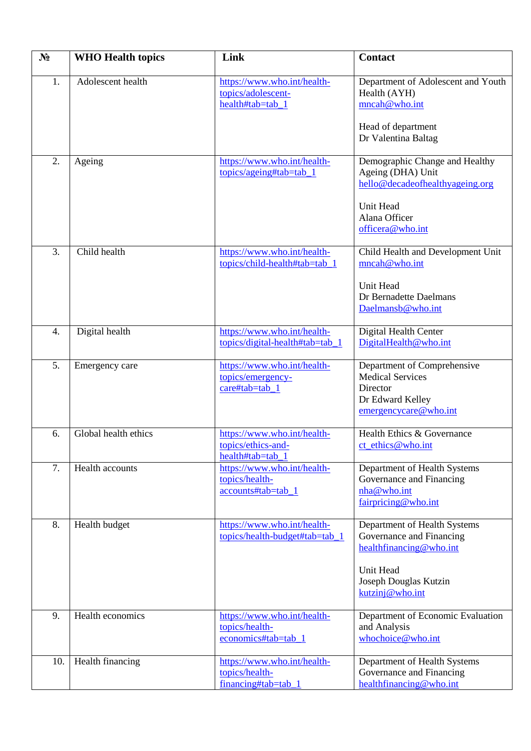| № | WHO Health topics | Link | Contact |
|---|---|---|---|
| 1. | Adolescent health | https://www.who.int/health-topics/adolescent-health#tab=tab_1 | Department of Adolescent and Youth Health (AYH)<br>mncah@who.int<br><br>Head of department<br>Dr Valentina Baltag |
| 2. | Ageing | https://www.who.int/health-topics/ageing#tab=tab_1 | Demographic Change and Healthy Ageing (DHA) Unit<br>hello@decadeofhealthyageing.org<br><br>Unit Head<br>Alana Officer<br>officera@who.int |
| 3. | Child health | https://www.who.int/health-topics/child-health#tab=tab_1 | Child Health and Development Unit<br>mncah@who.int<br><br>Unit Head<br>Dr Bernadette Daelmans<br>Daelmansb@who.int |
| 4. | Digital health | https://www.who.int/health-topics/digital-health#tab=tab_1 | Digital Health Center<br>DigitalHealth@who.int |
| 5. | Emergency care | https://www.who.int/health-topics/emergency-care#tab=tab_1 | Department of Comprehensive Medical Services<br>Director<br>Dr Edward Kelley<br>emergencycare@who.int |
| 6. | Global health ethics | https://www.who.int/health-topics/ethics-and-health#tab=tab_1 | Health Ethics & Governance<br>ct_ethics@who.int |
| 7. | Health accounts | https://www.who.int/health-topics/health-accounts#tab=tab_1 | Department of Health Systems Governance and Financing<br>nha@who.int<br>fairpricing@who.int |
| 8. | Health budget | https://www.who.int/health-topics/health-budget#tab=tab_1 | Department of Health Systems Governance and Financing<br>healthfinancing@who.int<br><br>Unit Head<br>Joseph Douglas Kutzin<br>kutzinj@who.int |
| 9. | Health economics | https://www.who.int/health-topics/health-economics#tab=tab_1 | Department of Economic Evaluation and Analysis<br>whochoice@who.int |
| 10. | Health financing | https://www.who.int/health-topics/health-financing#tab=tab_1 | Department of Health Systems Governance and Financing<br>healthfinancing@who.int |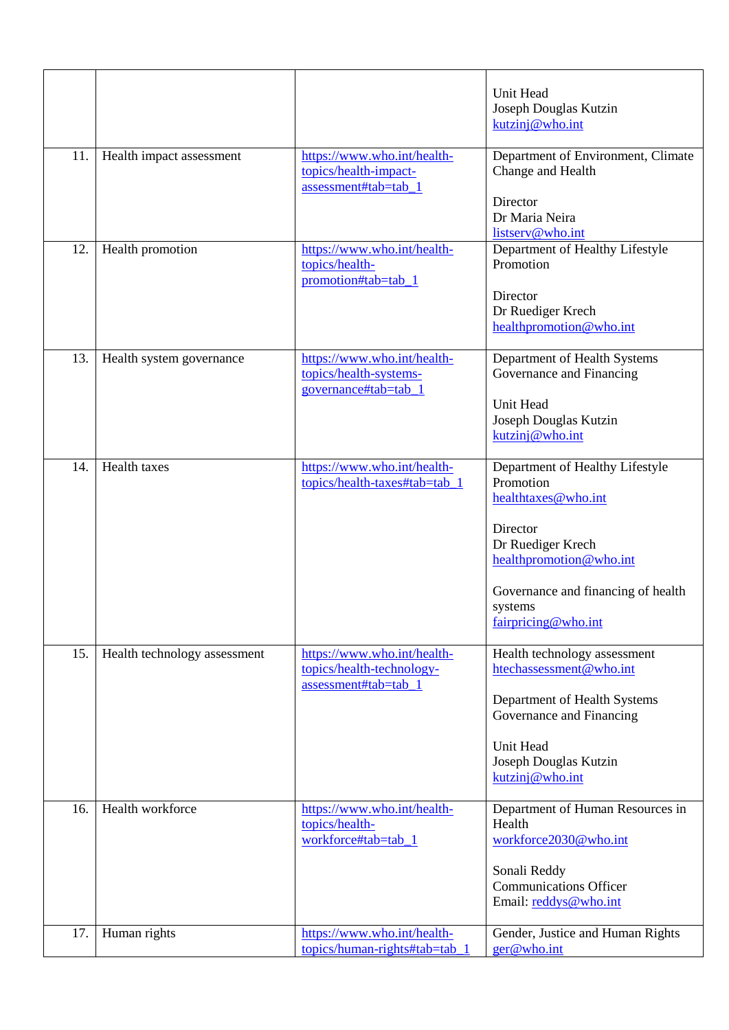| | | | |
|---|---|---|---|
| | | | Unit Head<br>Joseph Douglas Kutzin<br>kutzinj@who.int |
| 11. | Health impact assessment | https://www.who.int/health-topics/health-impact-assessment#tab=tab_1 | Department of Environment, Climate Change and Health<br><br>Director<br>Dr Maria Neira<br>listserv@who.int |
| 12. | Health promotion | https://www.who.int/health-topics/health-promotion#tab=tab_1 | Department of Healthy Lifestyle Promotion<br><br>Director<br>Dr Ruediger Krech<br>healthpromotion@who.int |
| 13. | Health system governance | https://www.who.int/health-topics/health-systems-governance#tab=tab_1 | Department of Health Systems Governance and Financing<br><br>Unit Head<br>Joseph Douglas Kutzin<br>kutzinj@who.int |
| 14. | Health taxes | https://www.who.int/health-topics/health-taxes#tab=tab_1 | Department of Healthy Lifestyle Promotion<br>healthtaxes@who.int<br><br>Director<br>Dr Ruediger Krech<br>healthpromotion@who.int<br><br>Governance and financing of health systems<br>fairpricing@who.int |
| 15. | Health technology assessment | https://www.who.int/health-topics/health-technology-assessment#tab=tab_1 | Health technology assessment<br>htechassessment@who.int<br><br>Department of Health Systems Governance and Financing<br><br>Unit Head<br>Joseph Douglas Kutzin<br>kutzinj@who.int |
| 16. | Health workforce | https://www.who.int/health-topics/health-workforce#tab=tab_1 | Department of Human Resources in Health<br>workforce2030@who.int<br><br>Sonali Reddy<br>Communications Officer<br>Email: reddys@who.int |
| 17. | Human rights | https://www.who.int/health-topics/human-rights#tab=tab_1 | Gender, Justice and Human Rights<br>ger@who.int |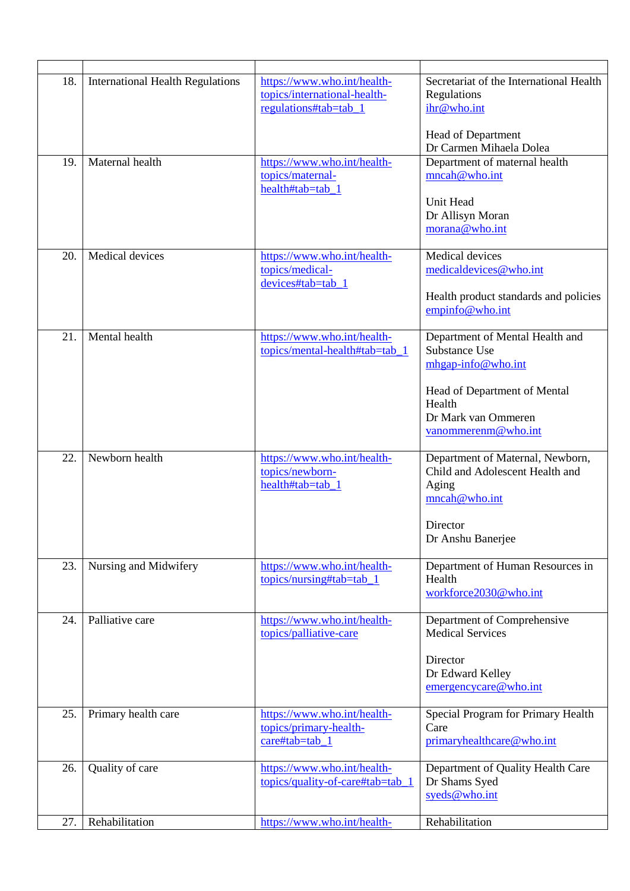| | | | |
|---|---|---|---|
| 18. | International Health Regulations | https://www.who.int/health-topics/international-health-regulations#tab=tab_1 | Secretariat of the International Health Regulations<br>ihr@who.int<br><br>Head of Department<br>Dr Carmen Mihaela Dolea |
| 19. | Maternal health | https://www.who.int/health-topics/maternal-health#tab=tab_1 | Department of maternal health<br>mncah@who.int<br><br>Unit Head<br>Dr Allisyn Moran<br>morana@who.int |
| 20. | Medical devices | https://www.who.int/health-topics/medical-devices#tab=tab_1 | Medical devices<br>medicaldevices@who.int<br><br>Health product standards and policies<br>empinfo@who.int |
| 21. | Mental health | https://www.who.int/health-topics/mental-health#tab=tab_1 | Department of Mental Health and Substance Use<br>mhgap-info@who.int<br><br>Head of Department of Mental Health<br>Dr Mark van Ommeren<br>vanommerenm@who.int |
| 22. | Newborn health | https://www.who.int/health-topics/newborn-health#tab=tab_1 | Department of Maternal, Newborn, Child and Adolescent Health and Aging<br>mncah@who.int<br><br>Director<br>Dr Anshu Banerjee |
| 23. | Nursing and Midwifery | https://www.who.int/health-topics/nursing#tab=tab_1 | Department of Human Resources in Health<br>workforce2030@who.int |
| 24. | Palliative care | https://www.who.int/health-topics/palliative-care | Department of Comprehensive Medical Services<br><br>Director<br>Dr Edward Kelley<br>emergencycare@who.int |
| 25. | Primary health care | https://www.who.int/health-topics/primary-health-care#tab=tab_1 | Special Program for Primary Health Care<br>primaryhealthcare@who.int |
| 26. | Quality of care | https://www.who.int/health-topics/quality-of-care#tab=tab_1 | Department of Quality Health Care<br>Dr Shams Syed<br>syeds@who.int |
| 27. | Rehabilitation | https://www.who.int/health- | Rehabilitation |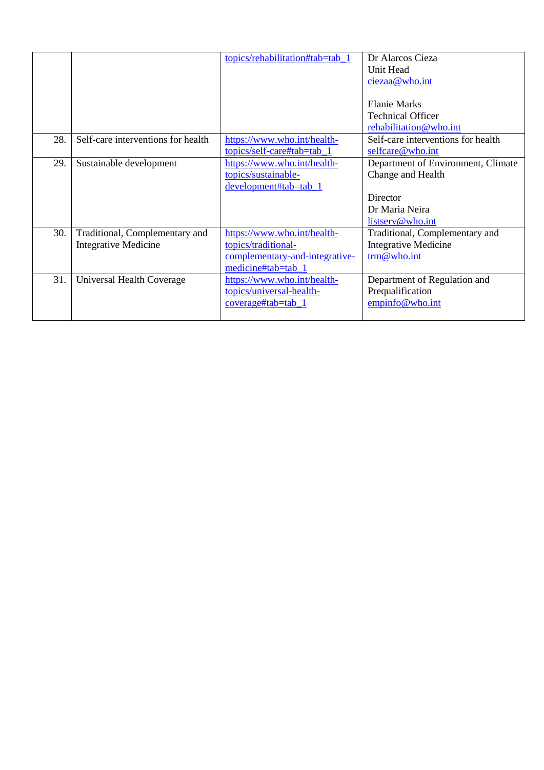| | | | |
|---|---|---|---|
| | | topics/rehabilitation#tab=tab_1 | Dr Alarcos Cieza<br>Unit Head<br>ciezaa@who.int<br><br>Elanie Marks<br>Technical Officer<br>rehabilitation@who.int |
| 28. | Self-care interventions for health | https://www.who.int/health-topics/self-care#tab=tab_1 | Self-care interventions for health<br>selfcare@who.int |
| 29. | Sustainable development | https://www.who.int/health-topics/sustainable-development#tab=tab_1 | Department of Environment, Climate Change and Health<br><br>Director<br>Dr Maria Neira<br>listserv@who.int |
| 30. | Traditional, Complementary and Integrative Medicine | https://www.who.int/health-topics/traditional-complementary-and-integrative-medicine#tab=tab_1 | Traditional, Complementary and Integrative Medicine<br>trm@who.int |
| 31. | Universal Health Coverage | https://www.who.int/health-topics/universal-health-coverage#tab=tab_1 | Department of Regulation and Prequalification<br>empinfo@who.int |